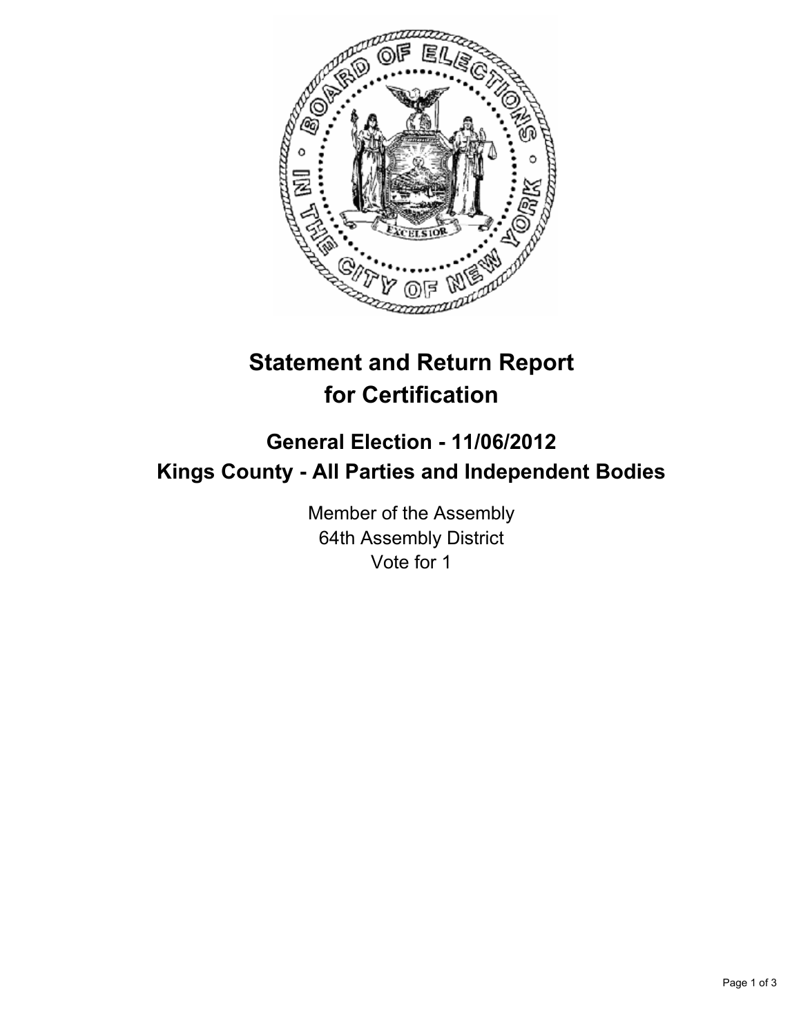# Statement and Return Report for Certification

## General Election - 11/06/2012
## Kings County - All Parties and Independent Bodies

Member of the Assembly
64th Assembly District
Vote for 1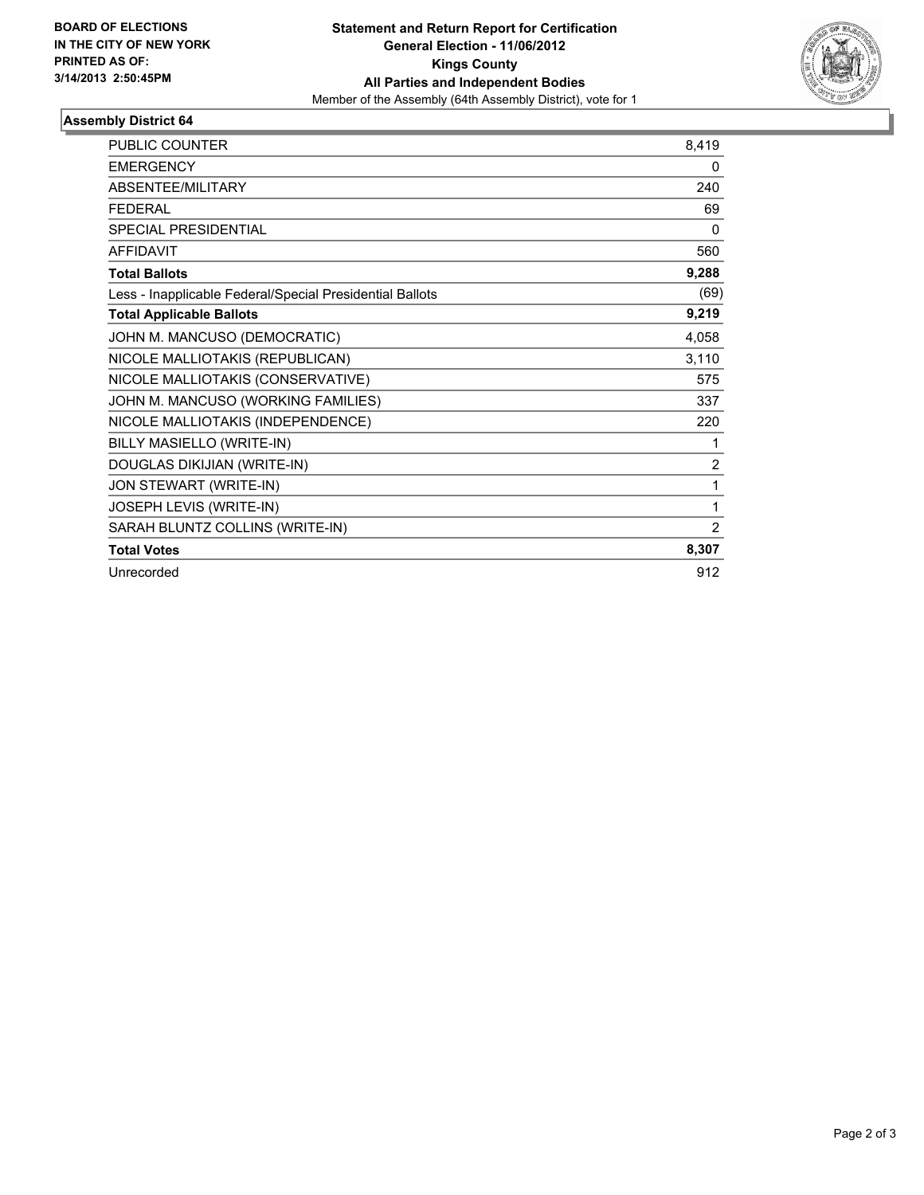**BOARD OF ELECTIONS IN THE CITY OF NEW YORK PRINTED AS OF: 3/14/2013 2:50:45PM**

**Statement and Return Report for Certification**
**General Election - 11/06/2012**
**Kings County**
**All Parties and Independent Bodies**
Member of the Assembly (64th Assembly District), vote for 1

## Assembly District 64

| | |
|---|---|
| PUBLIC COUNTER | 8,419 |
| EMERGENCY | 0 |
| ABSENTEE/MILITARY | 240 |
| FEDERAL | 69 |
| SPECIAL PRESIDENTIAL | 0 |
| AFFIDAVIT | 560 |
| **Total Ballots** | **9,288** |
| Less - Inapplicable Federal/Special Presidential Ballots | (69) |
| **Total Applicable Ballots** | **9,219** |
| JOHN M. MANCUSO (DEMOCRATIC) | 4,058 |
| NICOLE MALLIOTAKIS (REPUBLICAN) | 3,110 |
| NICOLE MALLIOTAKIS (CONSERVATIVE) | 575 |
| JOHN M. MANCUSO (WORKING FAMILIES) | 337 |
| NICOLE MALLIOTAKIS (INDEPENDENCE) | 220 |
| BILLY MASIELLO (WRITE-IN) | 1 |
| DOUGLAS DIKIJIAN (WRITE-IN) | 2 |
| JON STEWART (WRITE-IN) | 1 |
| JOSEPH LEVIS (WRITE-IN) | 1 |
| SARAH BLUNTZ COLLINS (WRITE-IN) | 2 |
| **Total Votes** | **8,307** |
| Unrecorded | 912 |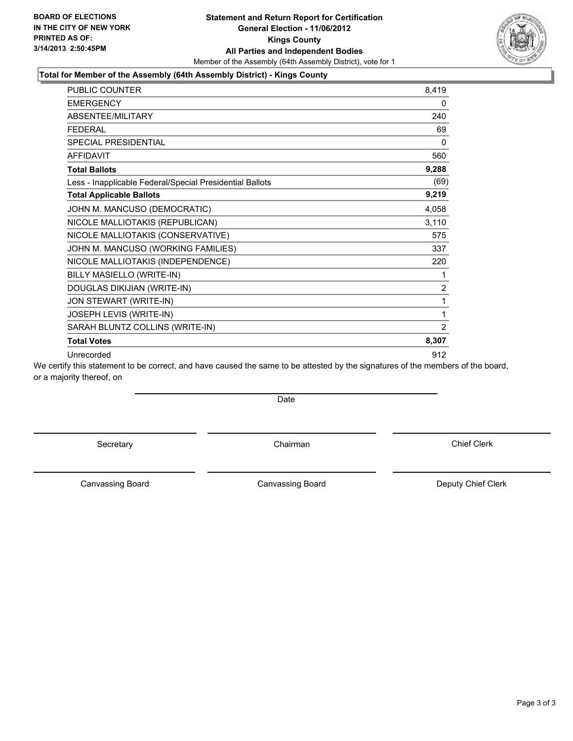**BOARD OF ELECTIONS IN THE CITY OF NEW YORK PRINTED AS OF: 3/14/2013 2:50:45PM**

**Statement and Return Report for Certification General Election - 11/06/2012 Kings County All Parties and Independent Bodies**

Member of the Assembly (64th Assembly District), vote for 1

**Total for Member of the Assembly (64th Assembly District) - Kings County**

| | |
|---|---|
| PUBLIC COUNTER | 8,419 |
| EMERGENCY | 0 |
| ABSENTEE/MILITARY | 240 |
| FEDERAL | 69 |
| SPECIAL PRESIDENTIAL | 0 |
| AFFIDAVIT | 560 |
| **Total Ballots** | **9,288** |
| Less - Inapplicable Federal/Special Presidential Ballots | (69) |
| **Total Applicable Ballots** | **9,219** |
| JOHN M. MANCUSO (DEMOCRATIC) | 4,058 |
| NICOLE MALLIOTAKIS (REPUBLICAN) | 3,110 |
| NICOLE MALLIOTAKIS (CONSERVATIVE) | 575 |
| JOHN M. MANCUSO (WORKING FAMILIES) | 337 |
| NICOLE MALLIOTAKIS (INDEPENDENCE) | 220 |
| BILLY MASIELLO (WRITE-IN) | 1 |
| DOUGLAS DIKIJIAN (WRITE-IN) | 2 |
| JON STEWART (WRITE-IN) | 1 |
| JOSEPH LEVIS (WRITE-IN) | 1 |
| SARAH BLUNTZ COLLINS (WRITE-IN) | 2 |
| **Total Votes** | **8,307** |
| Unrecorded | 912 |

We certify this statement to be correct, and have caused the same to be attested by the signatures of the members of the board, or a majority thereof, on

Date

Secretary | Chairman | Chief Clerk

Canvassing Board | Canvassing Board | Deputy Chief Clerk